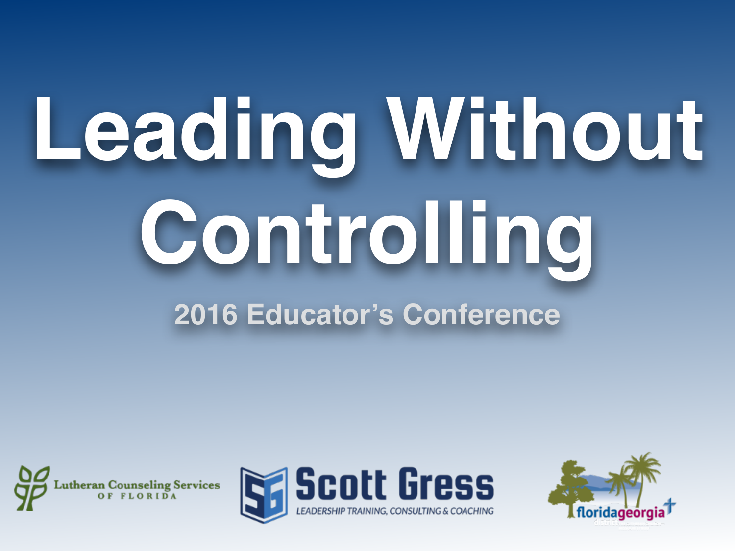# Leading Without Controlling

2016 Educator's Conference

Lutheran Counseling Services OF FLORIDA

Scott Gress

LEADERSHIP TRAINING, CONSULTING & COACHING

floridageorgia district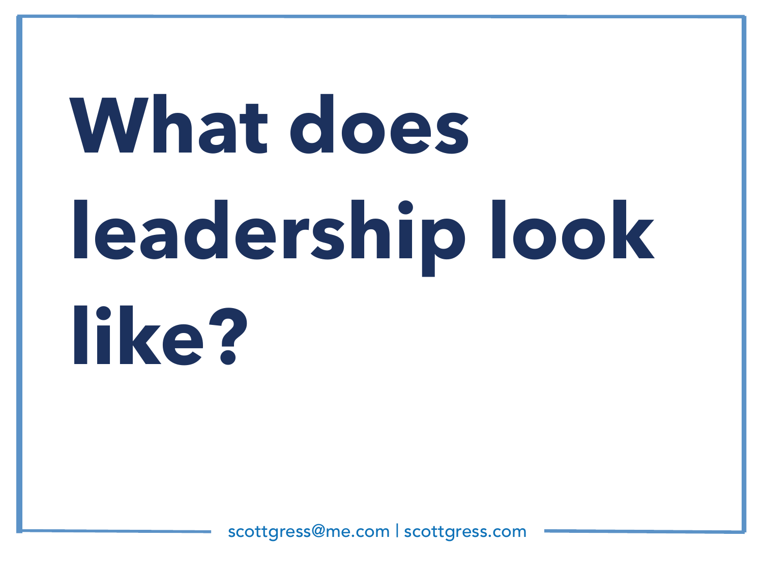# What does leadership look like?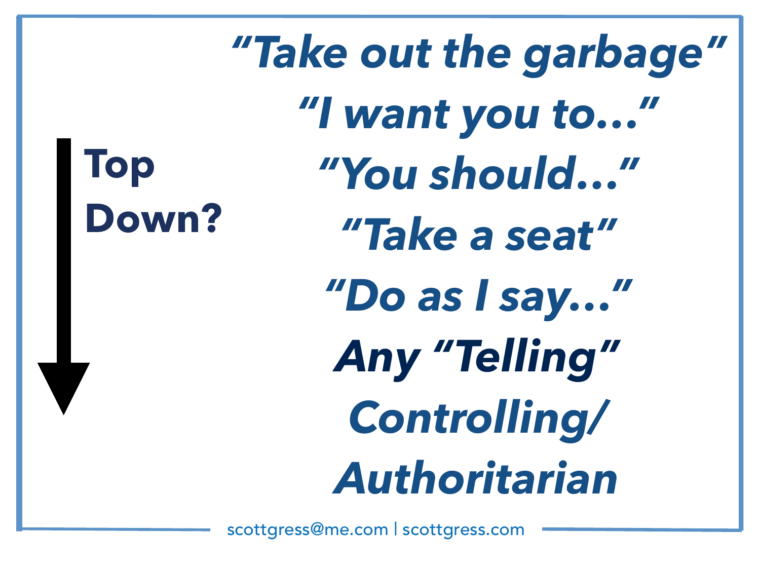**Top Down?**

*"Take out the garbage"*

*"I want you to…"*

*"You should…"*

*"Take a seat"*

*"Do as I say…"*

***Any "Telling"***

***Controlling/ Authoritarian***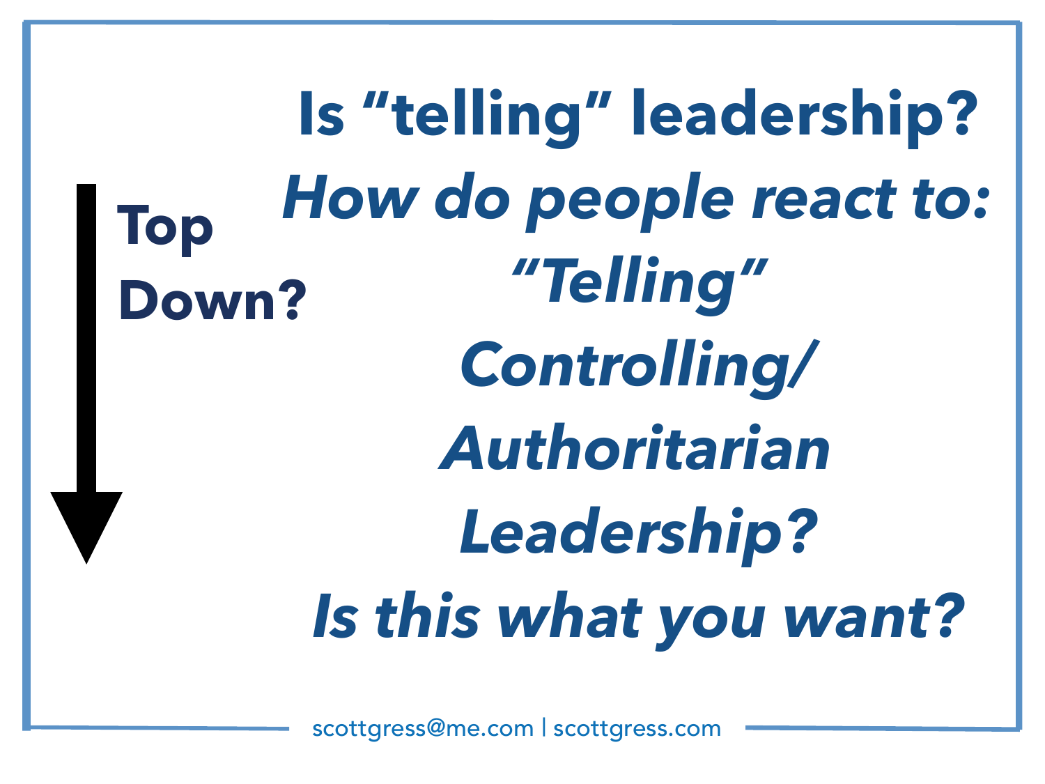**Top Down?**

# Is "telling" leadership?

***How do people react to:***

***"Telling"***

***Controlling/***

***Authoritarian***

***Leadership?***

***Is this what you want?***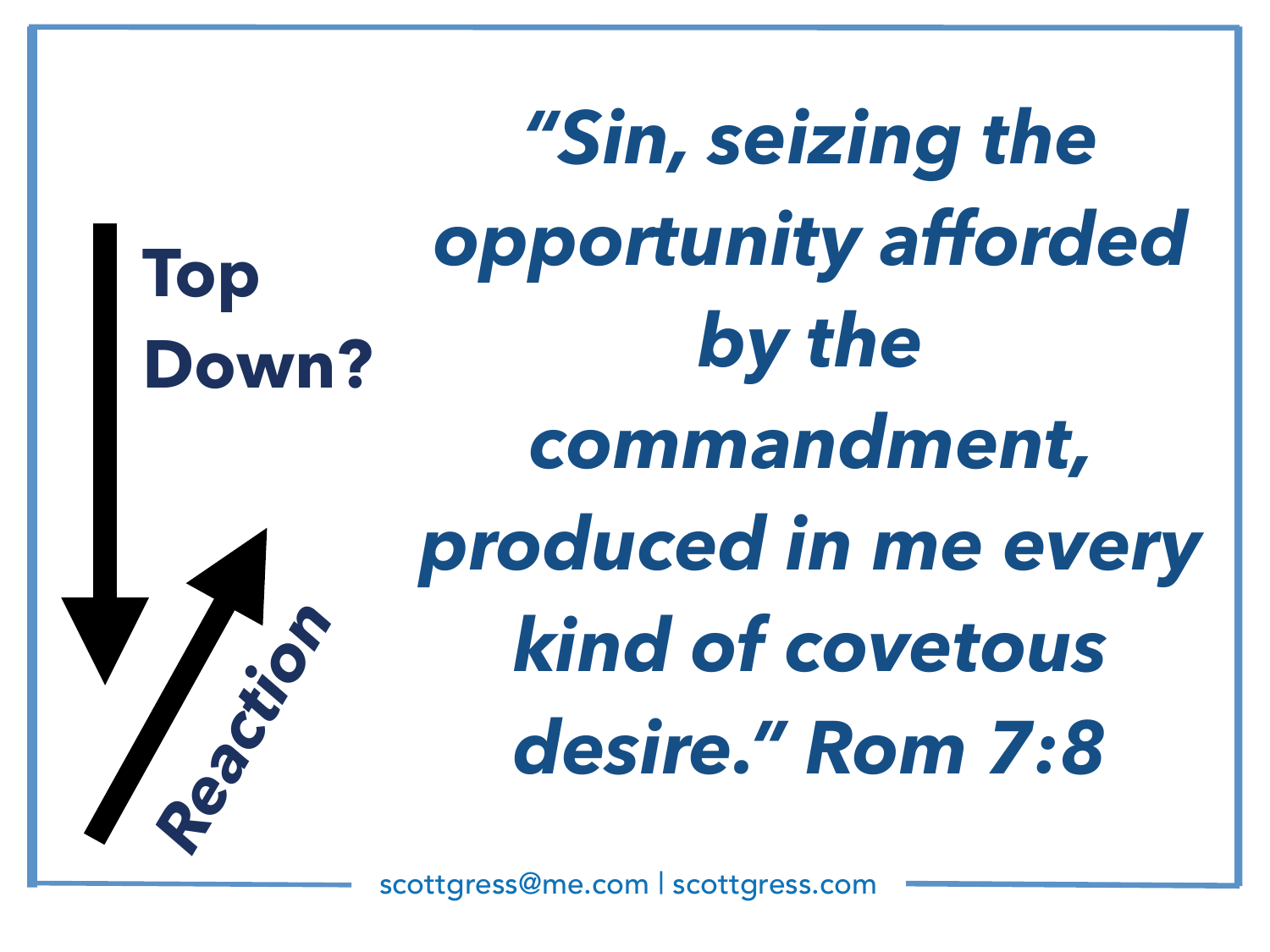**Top Down?**

**Reaction**

***"Sin, seizing the opportunity afforded by the commandment, produced in me every kind of covetous desire." Rom 7:8***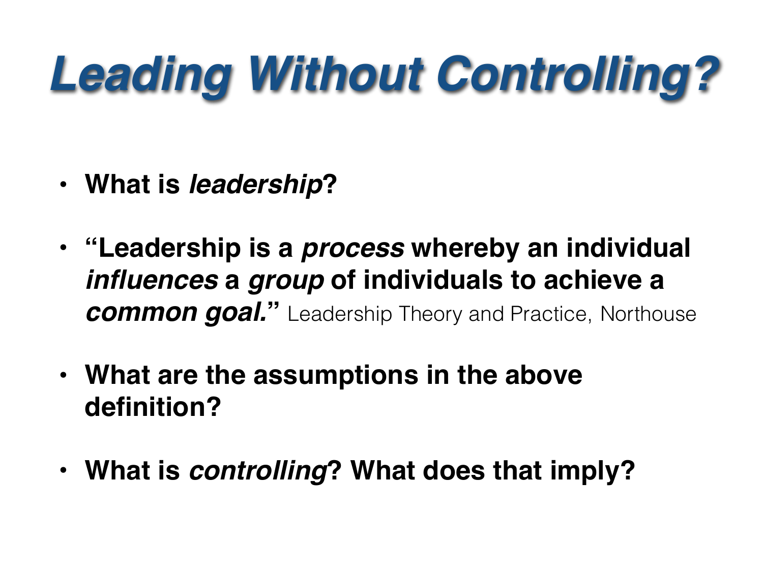# *Leading Without Controlling?*

- **What is *leadership*?**
- **"Leadership is a *process* whereby an individual *influences* a *group* of individuals to achieve a *common goal.*"** Leadership Theory and Practice, Northouse
- **What are the assumptions in the above definition?**
- **What is *controlling*? What does that imply?**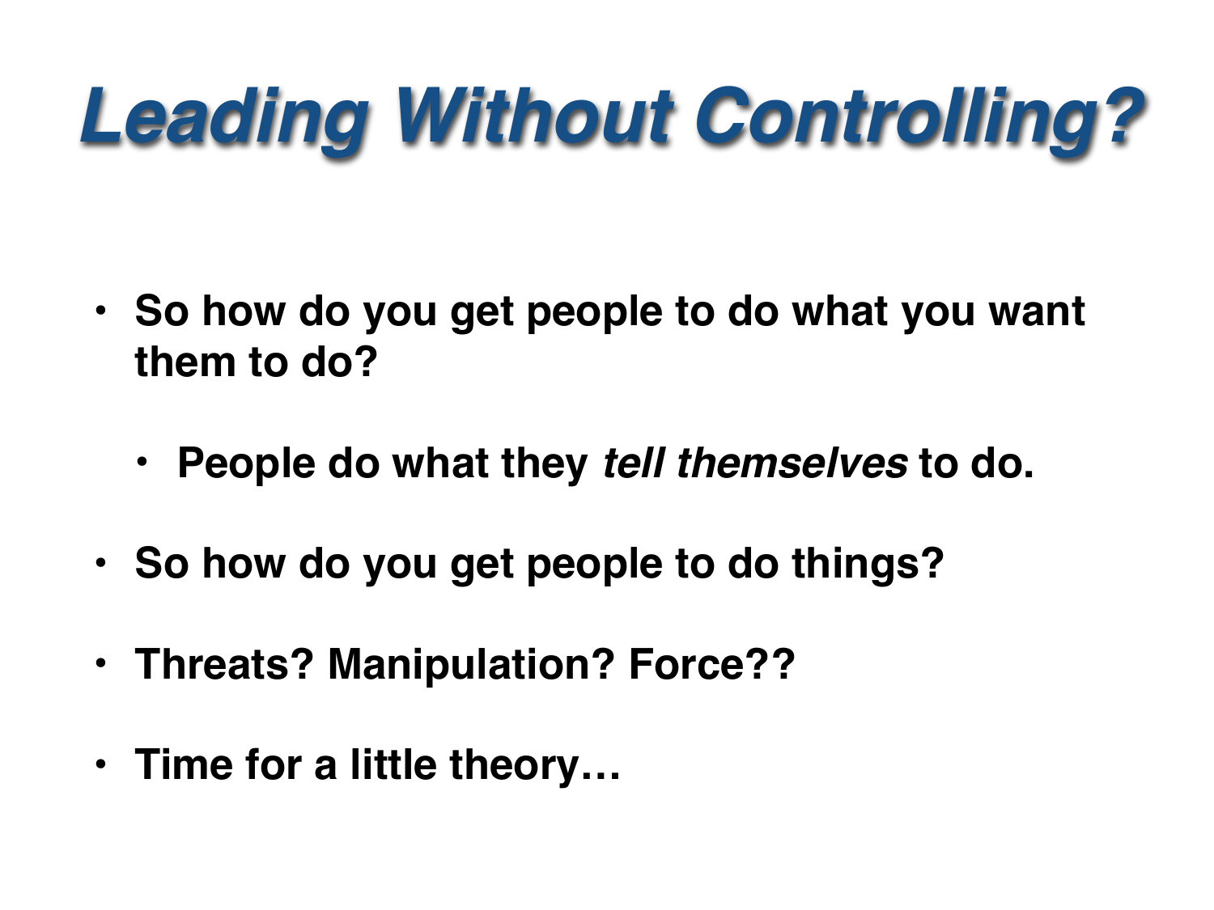# *Leading Without Controlling?*

- **So how do you get people to do what you want them to do?**
  - **People do what they *tell themselves* to do.**
- **So how do you get people to do things?**
- **Threats? Manipulation? Force??**
- **Time for a little theory…**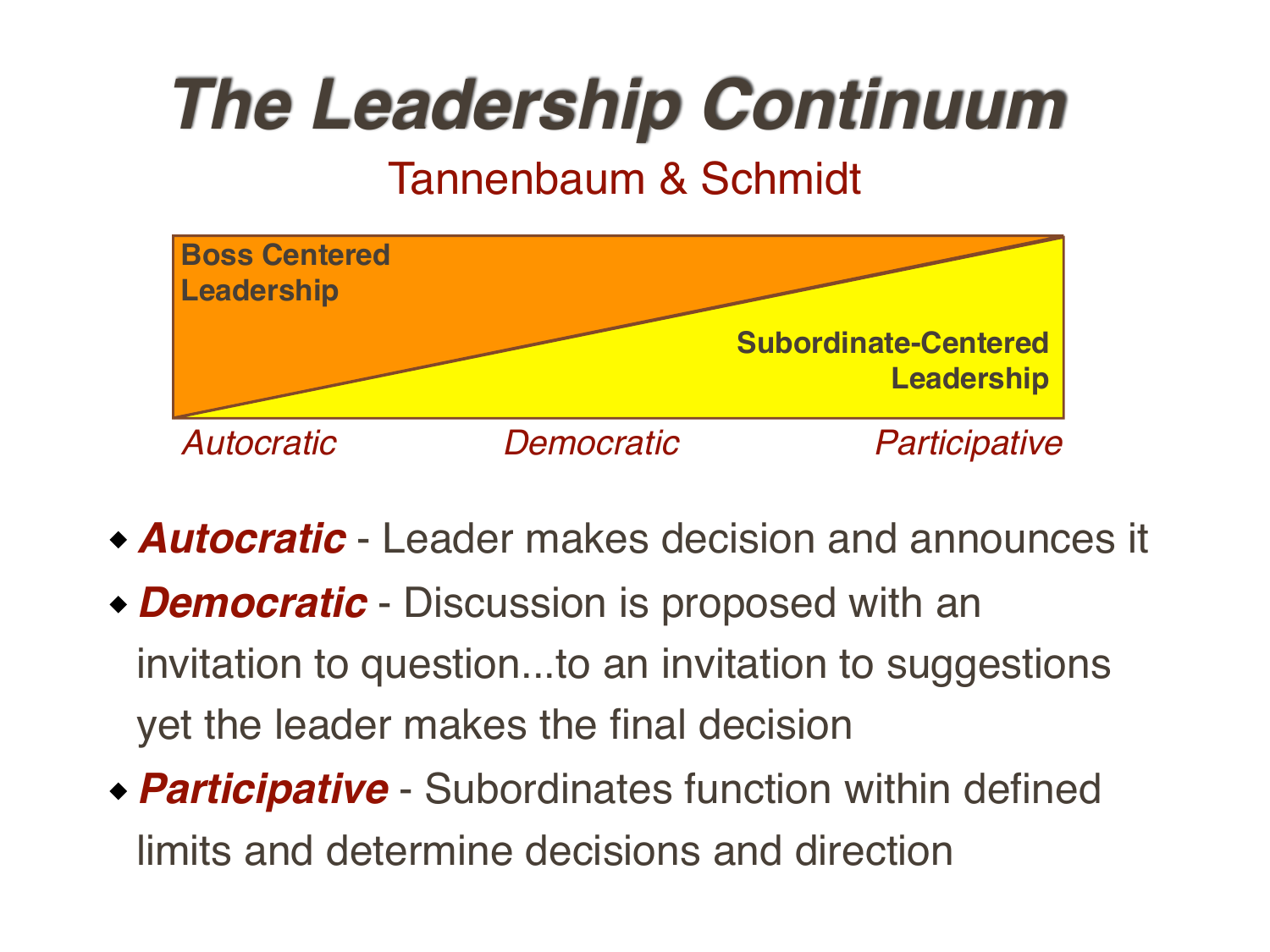# The Leadership Continuum

## Tannenbaum & Schmidt

**Boss Centered Leadership**

**Subordinate-Centered Leadership**

*Autocratic* *Democratic* *Participative*

- ***Autocratic*** - Leader makes decision and announces it
- ***Democratic*** - Discussion is proposed with an invitation to question...to an invitation to suggestions yet the leader makes the final decision
- ***Participative*** - Subordinates function within defined limits and determine decisions and direction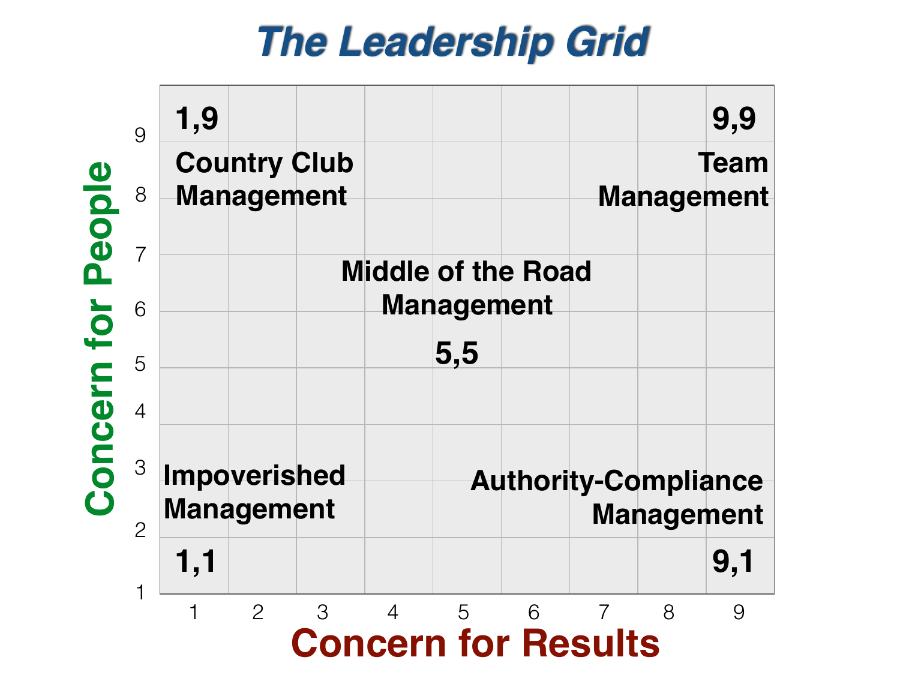# The Leadership Grid

**1,9** **Country Club Management**

**9,9** **Team Management**

**Middle of the Road Management**

**5,5**

**Impoverished Management**

**1,1**

**Authority-Compliance Management**

**9,1**

Concern for People (vertical axis: 1–9)

Concern for Results (horizontal axis: 1–9)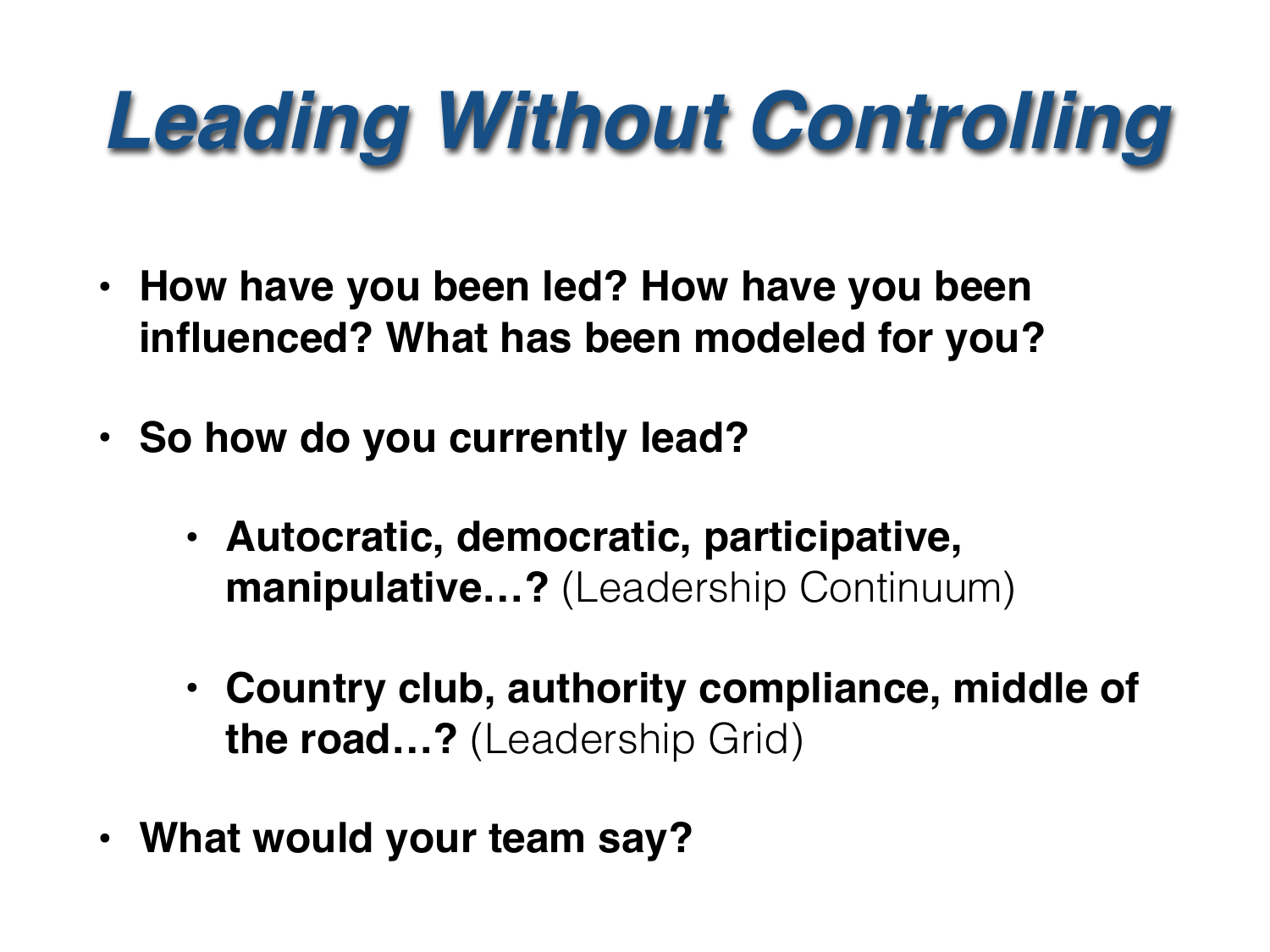# *Leading Without Controlling*

- **How have you been led? How have you been influenced? What has been modeled for you?**
- **So how do you currently lead?**
  - **Autocratic, democratic, participative, manipulative…?** (Leadership Continuum)
  - **Country club, authority compliance, middle of the road…?** (Leadership Grid)
- **What would your team say?**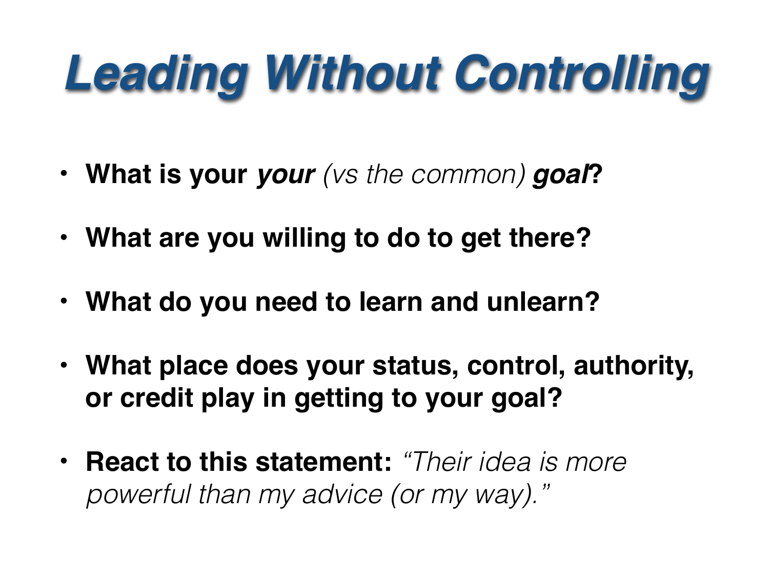# *Leading Without Controlling*

- **What is your *your*** *(vs the common)* ***goal*?**
- **What are you willing to do to get there?**
- **What do you need to learn and unlearn?**
- **What place does your status, control, authority, or credit play in getting to your goal?**
- **React to this statement:** *"Their idea is more powerful than my advice (or my way)."*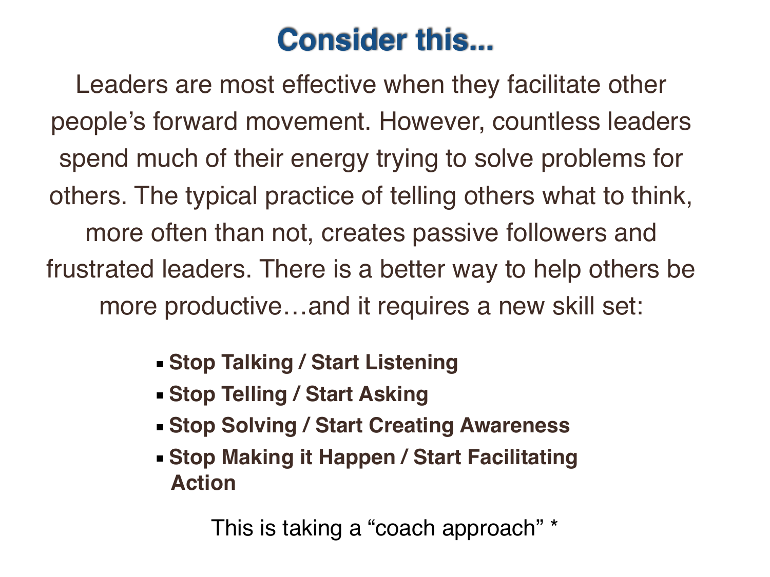# Consider this...

Leaders are most effective when they facilitate other people's forward movement. However, countless leaders spend much of their energy trying to solve problems for others. The typical practice of telling others what to think, more often than not, creates passive followers and frustrated leaders. There is a better way to help others be more productive…and it requires a new skill set:

- **Stop Talking / Start Listening**
- **Stop Telling / Start Asking**
- **Stop Solving / Start Creating Awareness**
- **Stop Making it Happen / Start Facilitating Action**

This is taking a "coach approach" *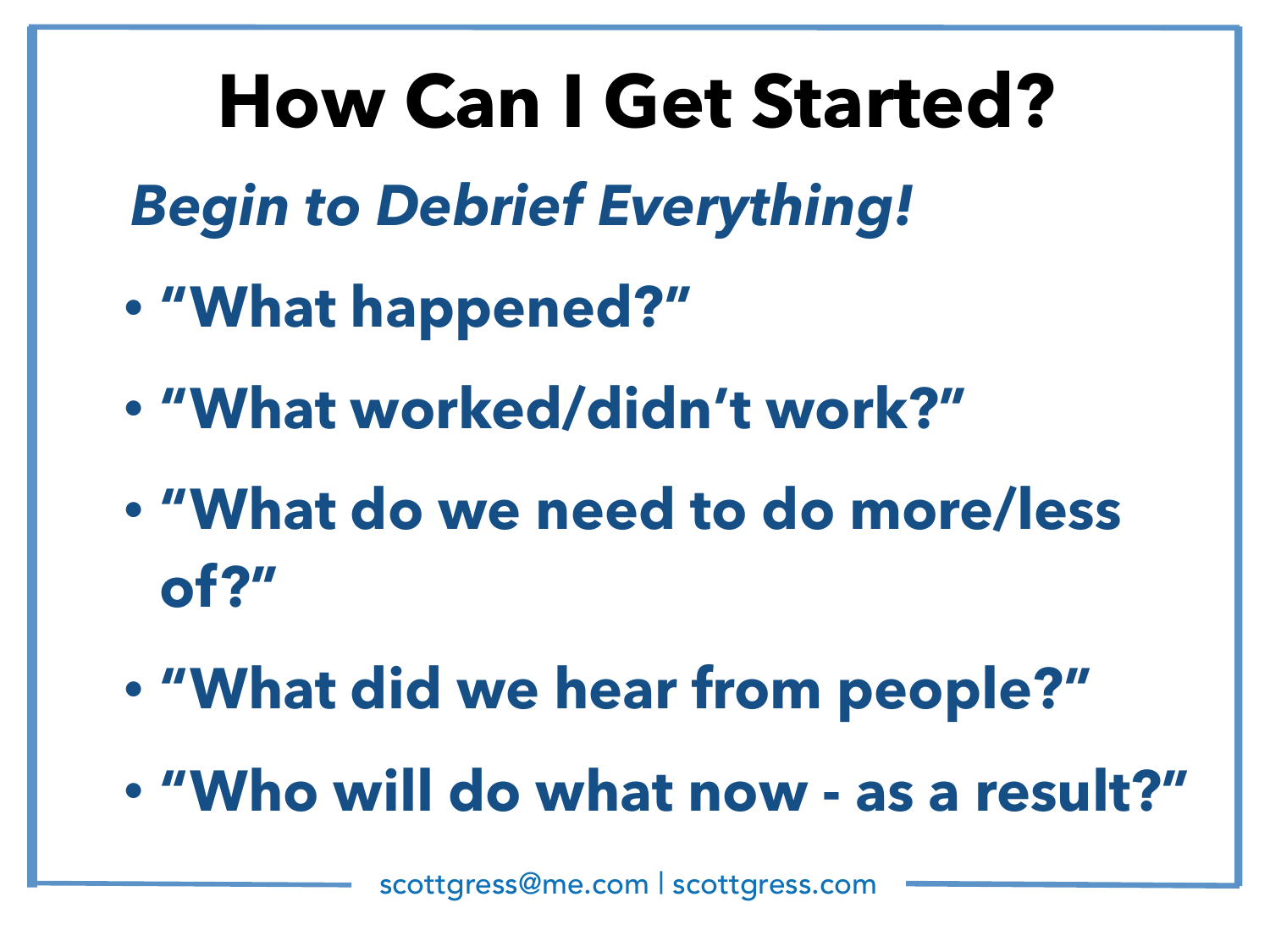# How Can I Get Started?

***Begin to Debrief Everything!***

- **“What happened?”**
- **“What worked/didn’t work?”**
- **“What do we need to do more/less of?”**
- **“What did we hear from people?”**
- **“Who will do what now - as a result?”**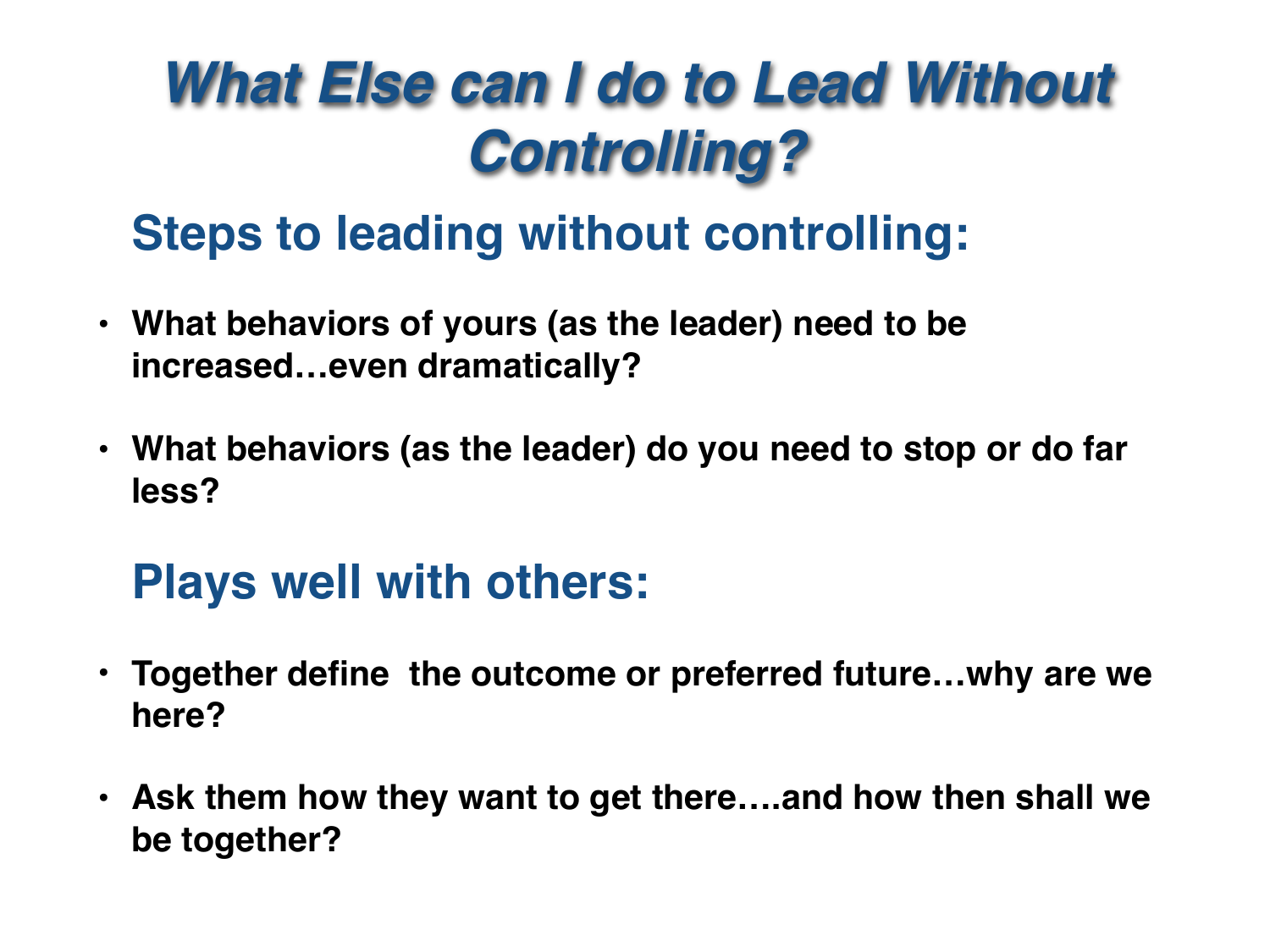# *What Else can I do to Lead Without Controlling?*

## Steps to leading without controlling:

- **What behaviors of yours (as the leader) need to be increased…even dramatically?**
- **What behaviors (as the leader) do you need to stop or do far less?**

## Plays well with others:

- **Together define  the outcome or preferred future…why are we here?**
- **Ask them how they want to get there….and how then shall we be together?**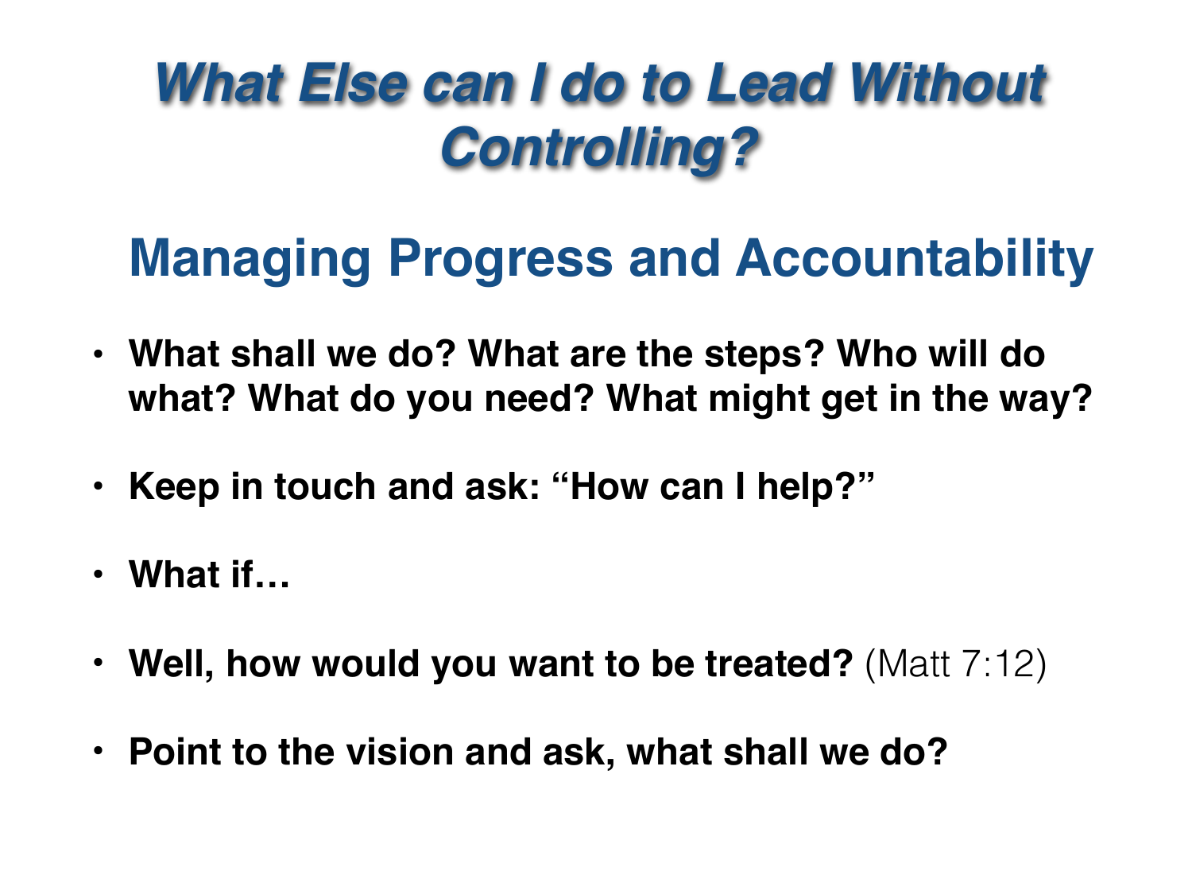# *What Else can I do to Lead Without Controlling?*

## Managing Progress and Accountability

- **What shall we do? What are the steps? Who will do what? What do you need? What might get in the way?**
- **Keep in touch and ask: "How can I help?"**
- **What if…**
- **Well, how would you want to be treated?** (Matt 7:12)
- **Point to the vision and ask, what shall we do?**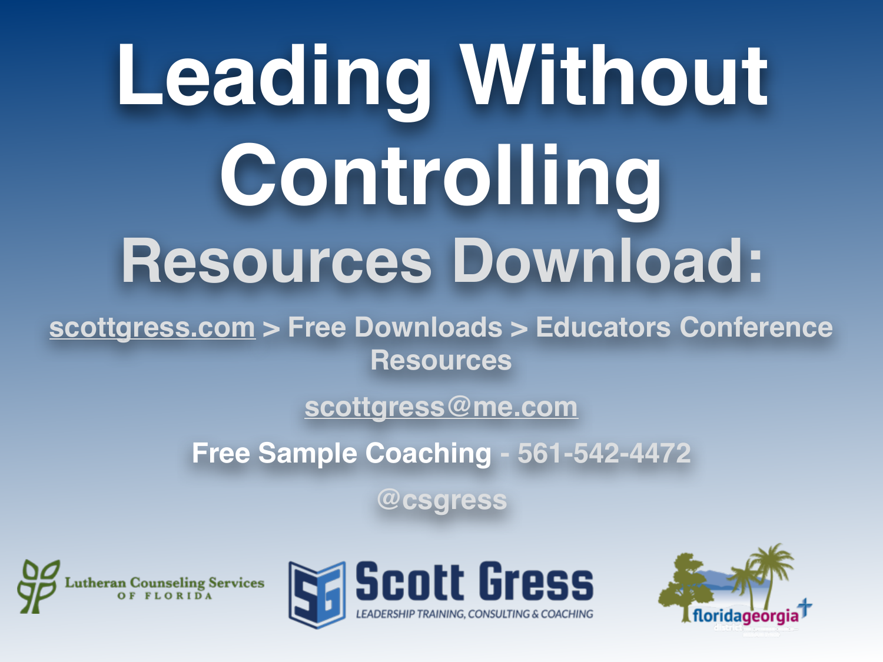# Leading Without Controlling

## Resources Download:

scottgress.com > Free Downloads > Educators Conference Resources

scottgress@me.com

**Free Sample Coaching** - 561-542-4472

@csgress

Lutheran Counseling Services OF FLORIDA

Scott Gress
LEADERSHIP TRAINING, CONSULTING & COACHING

floridageorgia district